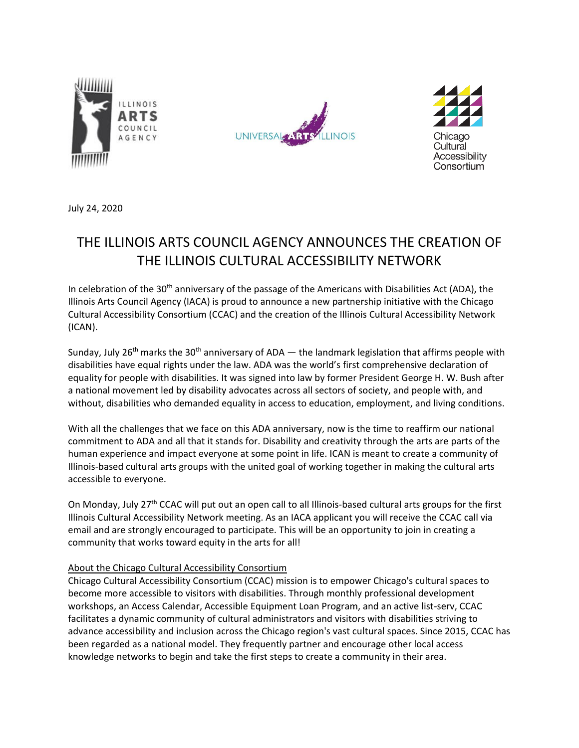July 24, 2020

# THE ILLINOIS ARTS COUNCIL AGENCY ANNOUNCES THE CREATION OF THE ILLINOIS CULTURAL ACCESSIBILITY NETWORK

In celebration of the 30th anniversary of the passage of the Americans with Disabilities Act (ADA), the Illinois Arts Council Agency (IACA) is proud to announce a new partnership initiative with the Chicago Cultural Accessibility Consortium (CCAC) and the creation of the Illinois Cultural Accessibility Network (ICAN).

Sunday, July 26th marks the 30th anniversary of ADA — the landmark legislation that affirms people with disabilities have equal rights under the law. ADA was the world's first comprehensive declaration of equality for people with disabilities. It was signed into law by former President George H. W. Bush after a national movement led by disability advocates across all sectors of society, and people with, and without, disabilities who demanded equality in access to education, employment, and living conditions.

With all the challenges that we face on this ADA anniversary, now is the time to reaffirm our national commitment to ADA and all that it stands for. Disability and creativity through the arts are parts of the human experience and impact everyone at some point in life. ICAN is meant to create a community of Illinois-based cultural arts groups with the united goal of working together in making the cultural arts accessible to everyone.

On Monday, July 27th CCAC will put out an open call to all Illinois-based cultural arts groups for the first Illinois Cultural Accessibility Network meeting. As an IACA applicant you will receive the CCAC call via email and are strongly encouraged to participate. This will be an opportunity to join in creating a community that works toward equity in the arts for all!

About the Chicago Cultural Accessibility Consortium

Chicago Cultural Accessibility Consortium (CCAC) mission is to empower Chicago's cultural spaces to become more accessible to visitors with disabilities. Through monthly professional development workshops, an Access Calendar, Accessible Equipment Loan Program, and an active list-serv, CCAC facilitates a dynamic community of cultural administrators and visitors with disabilities striving to advance accessibility and inclusion across the Chicago region's vast cultural spaces. Since 2015, CCAC has been regarded as a national model. They frequently partner and encourage other local access knowledge networks to begin and take the first steps to create a community in their area.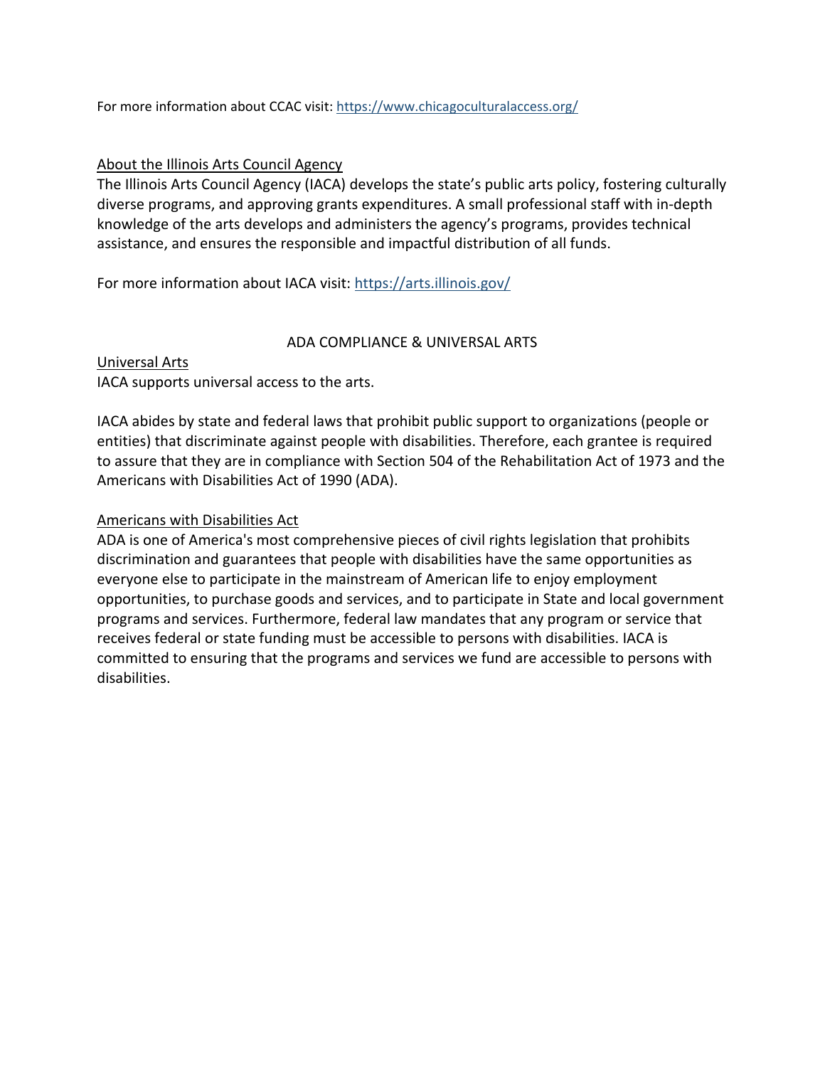For more information about CCAC visit: https://www.chicagoculturalaccess.org/

About the Illinois Arts Council Agency

The Illinois Arts Council Agency (IACA) develops the state's public arts policy, fostering culturally diverse programs, and approving grants expenditures. A small professional staff with in-depth knowledge of the arts develops and administers the agency's programs, provides technical assistance, and ensures the responsible and impactful distribution of all funds.

For more information about IACA visit: https://arts.illinois.gov/

## ADA COMPLIANCE & UNIVERSAL ARTS

Universal Arts

IACA supports universal access to the arts.

IACA abides by state and federal laws that prohibit public support to organizations (people or entities) that discriminate against people with disabilities. Therefore, each grantee is required to assure that they are in compliance with Section 504 of the Rehabilitation Act of 1973 and the Americans with Disabilities Act of 1990 (ADA).

Americans with Disabilities Act

ADA is one of America's most comprehensive pieces of civil rights legislation that prohibits discrimination and guarantees that people with disabilities have the same opportunities as everyone else to participate in the mainstream of American life to enjoy employment opportunities, to purchase goods and services, and to participate in State and local government programs and services. Furthermore, federal law mandates that any program or service that receives federal or state funding must be accessible to persons with disabilities. IACA is committed to ensuring that the programs and services we fund are accessible to persons with disabilities.